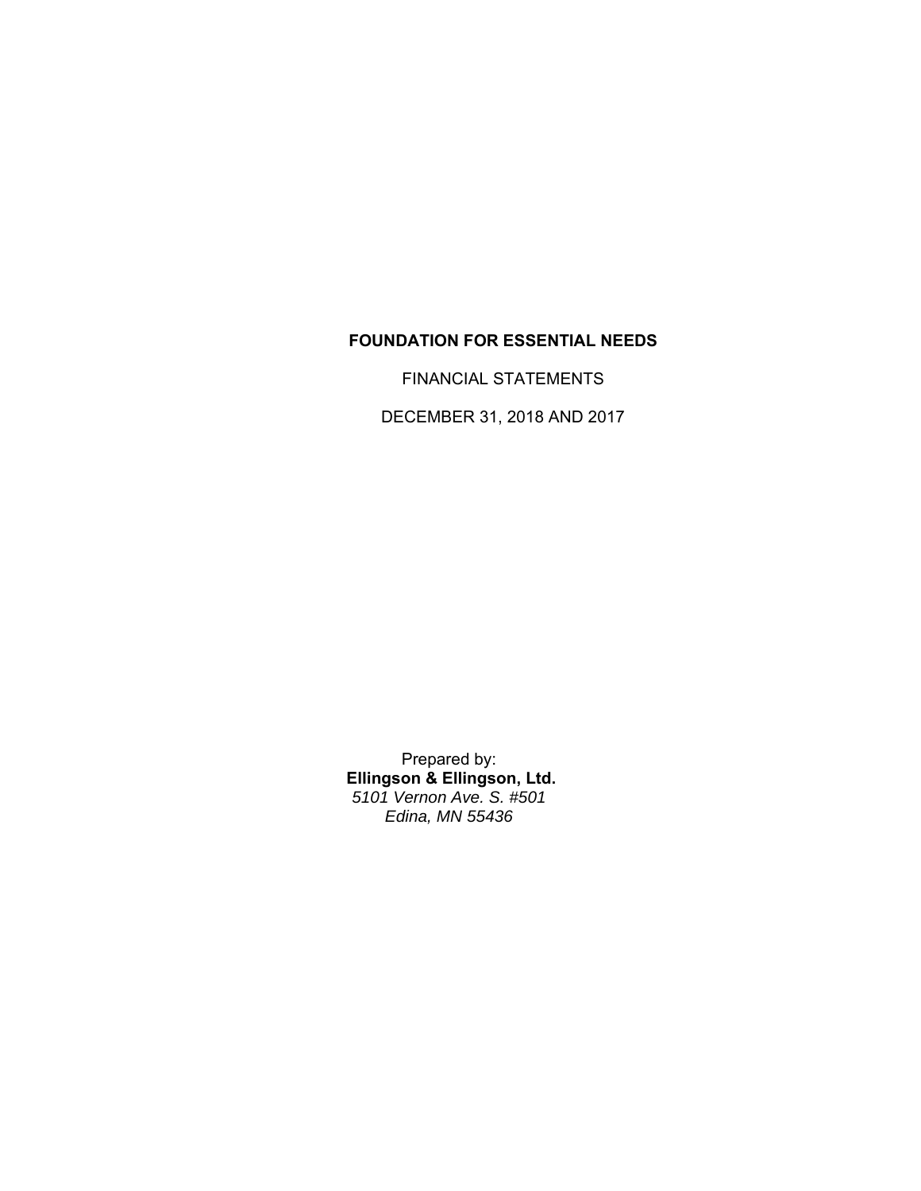# FOUNDATION FOR ESSENTIAL NEEDS

FINANCIAL STATEMENTS

DECEMBER 31, 2018 AND 2017

Prepared by:
**Ellingson & Ellingson, Ltd.**
*5101 Vernon Ave. S. #501*
*Edina, MN 55436*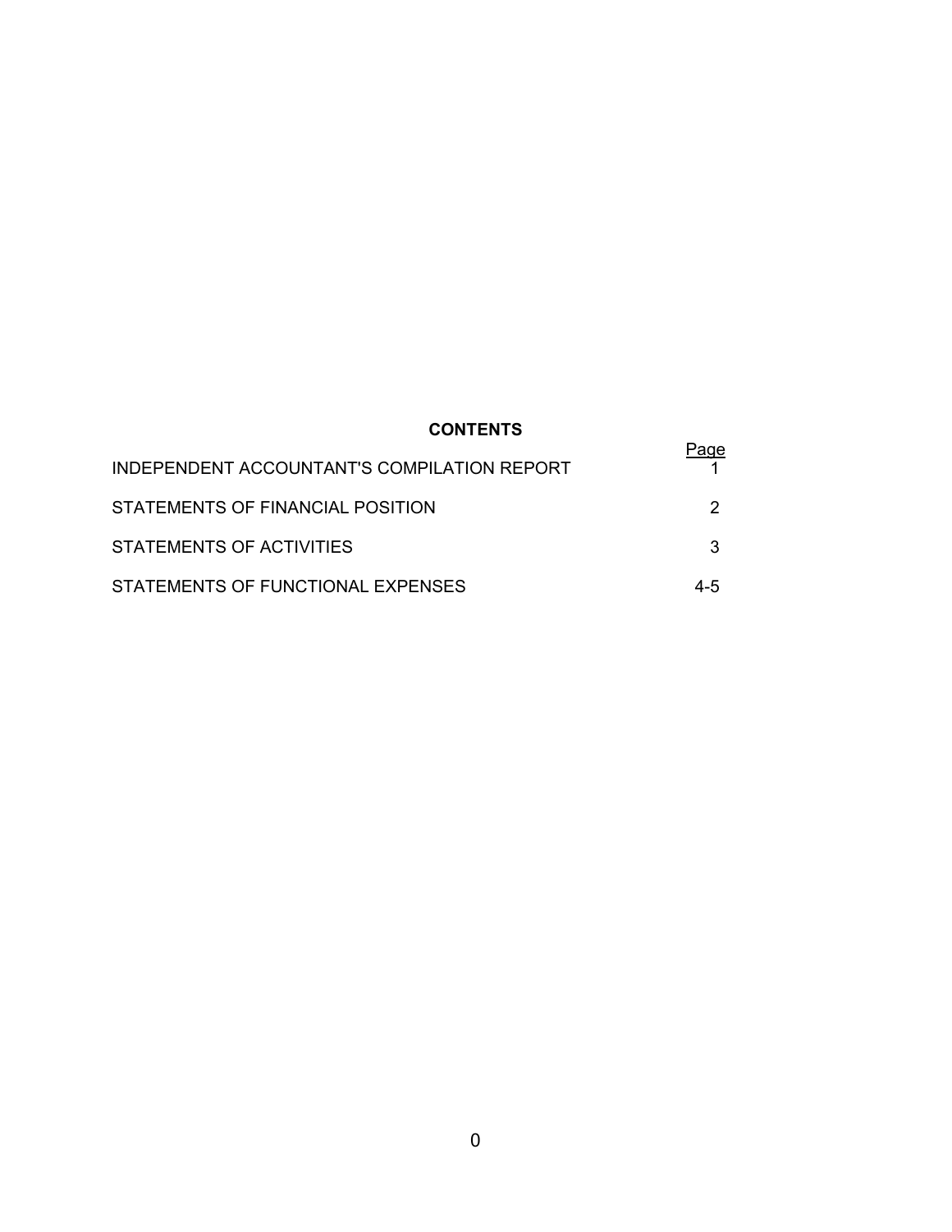## CONTENTS

| | Page |
|---|---|
| INDEPENDENT ACCOUNTANT'S COMPILATION REPORT | 1 |
| STATEMENTS OF FINANCIAL POSITION | 2 |
| STATEMENTS OF ACTIVITIES | 3 |
| STATEMENTS OF FUNCTIONAL EXPENSES | 4-5 |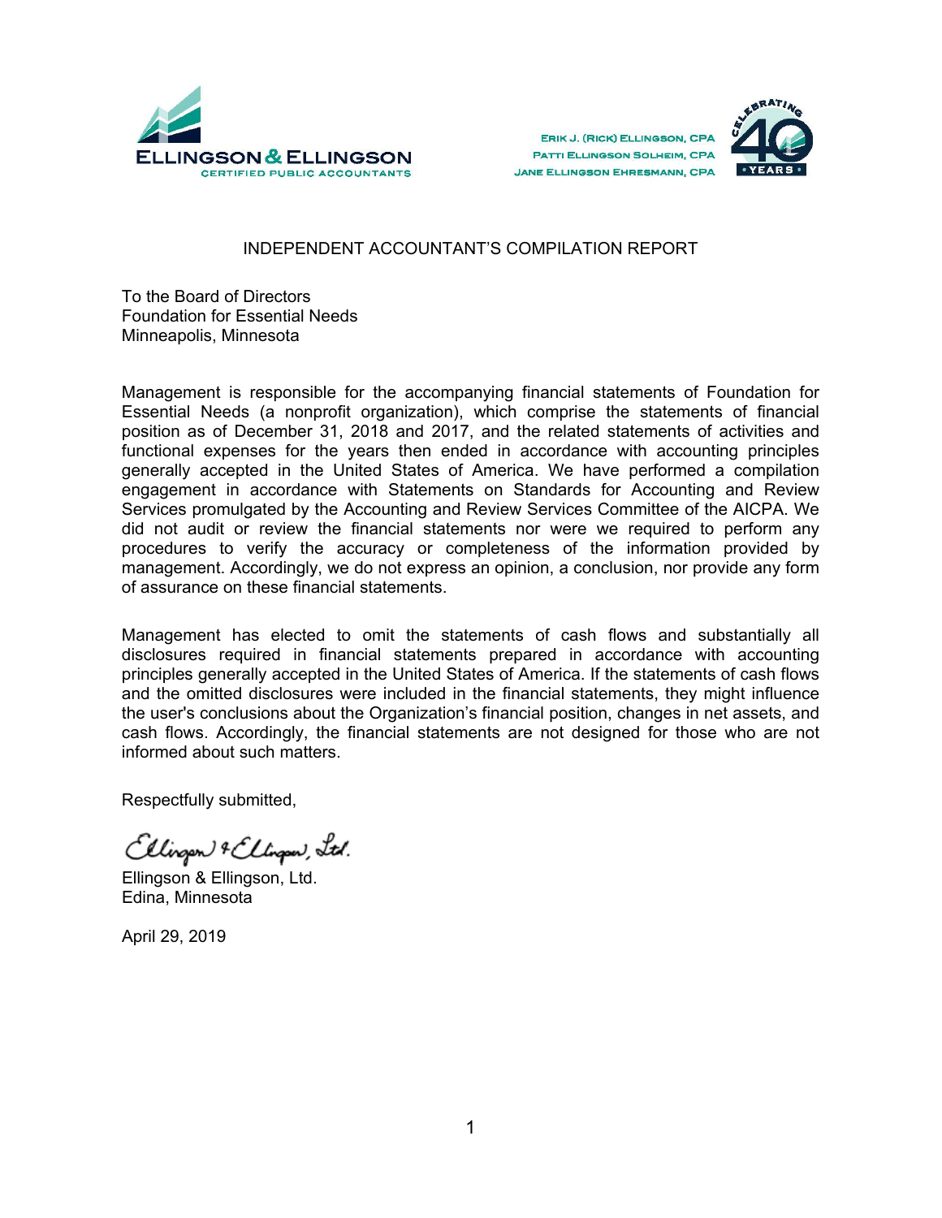ELLINGSON & ELLINGSON
CERTIFIED PUBLIC ACCOUNTANTS

ERIK J. (RICK) ELLINGSON, CPA
PATTI ELLINGSON SOLHEIM, CPA
JANE ELLINGSON EHRESMANN, CPA

CELEBRATING 40 YEARS

# INDEPENDENT ACCOUNTANT'S COMPILATION REPORT

To the Board of Directors
Foundation for Essential Needs
Minneapolis, Minnesota

Management is responsible for the accompanying financial statements of Foundation for Essential Needs (a nonprofit organization), which comprise the statements of financial position as of December 31, 2018 and 2017, and the related statements of activities and functional expenses for the years then ended in accordance with accounting principles generally accepted in the United States of America. We have performed a compilation engagement in accordance with Statements on Standards for Accounting and Review Services promulgated by the Accounting and Review Services Committee of the AICPA. We did not audit or review the financial statements nor were we required to perform any procedures to verify the accuracy or completeness of the information provided by management. Accordingly, we do not express an opinion, a conclusion, nor provide any form of assurance on these financial statements.

Management has elected to omit the statements of cash flows and substantially all disclosures required in financial statements prepared in accordance with accounting principles generally accepted in the United States of America. If the statements of cash flows and the omitted disclosures were included in the financial statements, they might influence the user's conclusions about the Organization's financial position, changes in net assets, and cash flows. Accordingly, the financial statements are not designed for those who are not informed about such matters.

Respectfully submitted,

*Ellingson & Ellingson, Ltd.*

Ellingson & Ellingson, Ltd.
Edina, Minnesota

April 29, 2019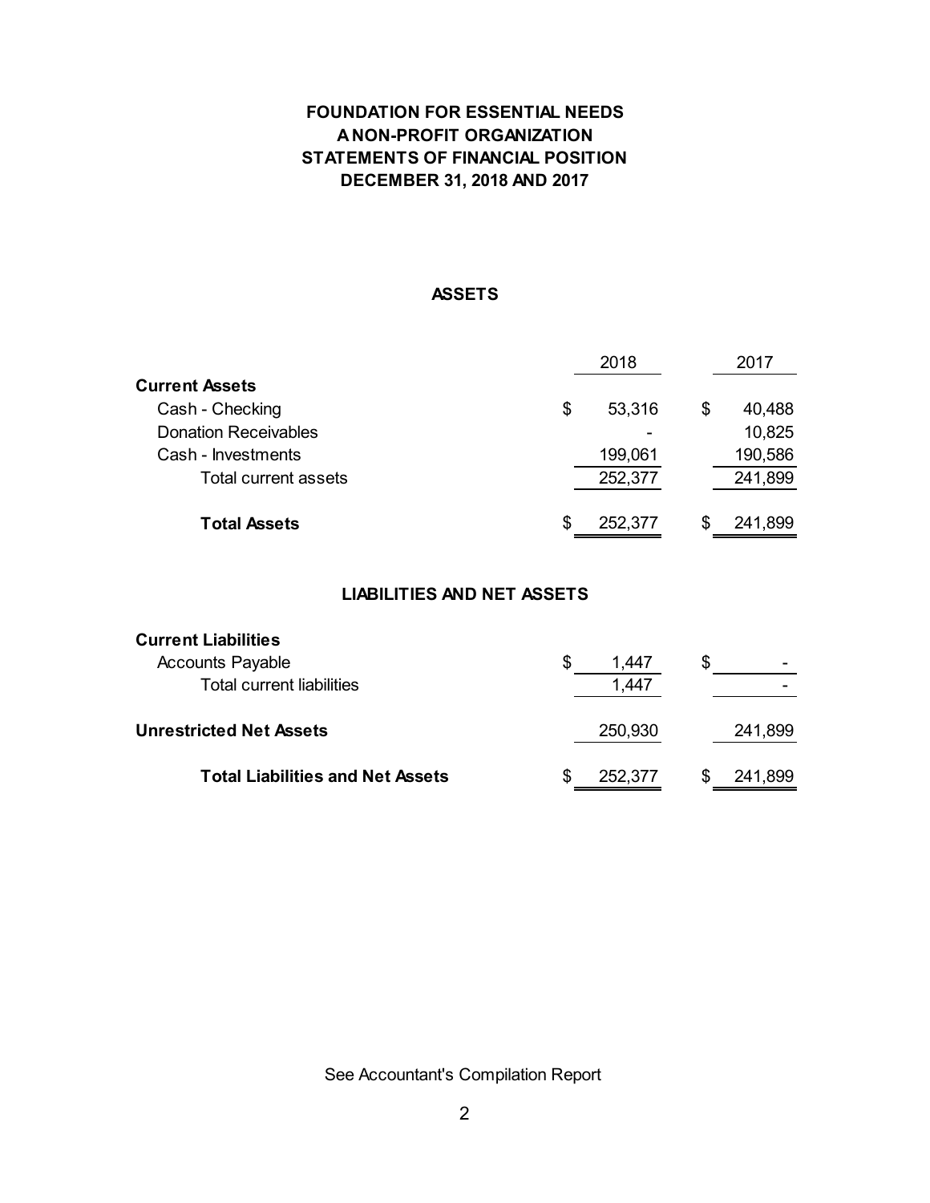# FOUNDATION FOR ESSENTIAL NEEDS
## A NON-PROFIT ORGANIZATION
## STATEMENTS OF FINANCIAL POSITION
## DECEMBER 31, 2018 AND 2017

### ASSETS

| | 2018 | 2017 |
|---|---|---|
| **Current Assets** | | |
| Cash - Checking | $ 53,316 | $ 40,488 |
| Donation Receivables | - | 10,825 |
| Cash - Investments | 199,061 | 190,586 |
| Total current assets | 252,377 | 241,899 |
| **Total Assets** | $ 252,377 | $ 241,899 |

### LIABILITIES AND NET ASSETS

| | 2018 | 2017 |
|---|---|---|
| **Current Liabilities** | | |
| Accounts Payable | $ 1,447 | $ - |
| Total current liabilities | 1,447 | - |
| **Unrestricted Net Assets** | 250,930 | 241,899 |
| **Total Liabilities and Net Assets** | $ 252,377 | $ 241,899 |

See Accountant's Compilation Report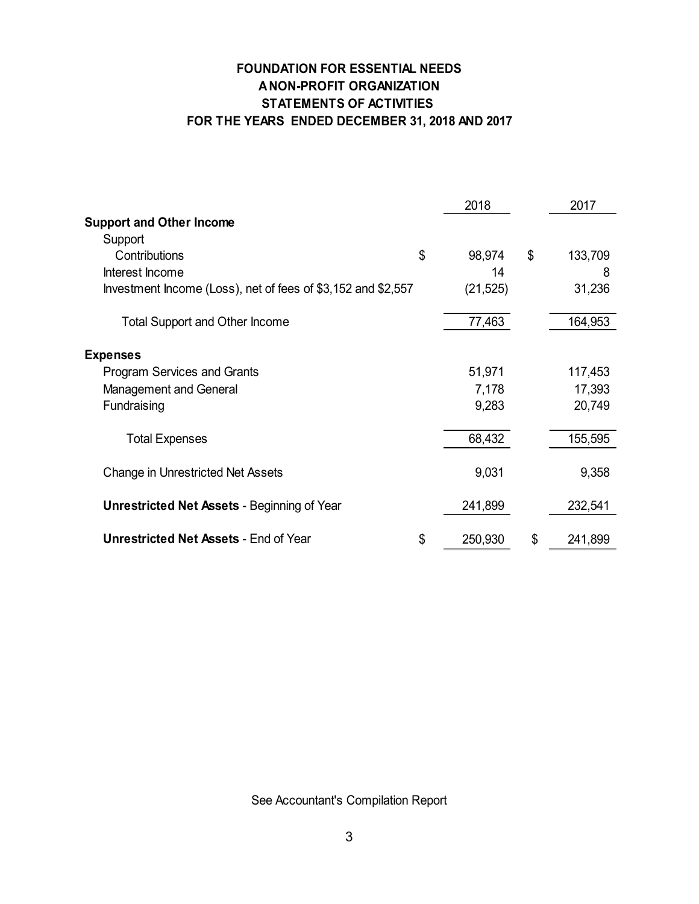# FOUNDATION FOR ESSENTIAL NEEDS
## A NON-PROFIT ORGANIZATION
## STATEMENTS OF ACTIVITIES
## FOR THE YEARS ENDED DECEMBER 31, 2018 AND 2017

| | 2018 | 2017 |
|---|---|---|
| **Support and Other Income** | | |
| Support | | |
| Contributions | $ 98,974 | $ 133,709 |
| Interest Income | 14 | 8 |
| Investment Income (Loss), net of fees of $3,152 and $2,557 | (21,525) | 31,236 |
| Total Support and Other Income | 77,463 | 164,953 |
| **Expenses** | | |
| Program Services and Grants | 51,971 | 117,453 |
| Management and General | 7,178 | 17,393 |
| Fundraising | 9,283 | 20,749 |
| Total Expenses | 68,432 | 155,595 |
| Change in Unrestricted Net Assets | 9,031 | 9,358 |
| **Unrestricted Net Assets** - Beginning of Year | 241,899 | 232,541 |
| **Unrestricted Net Assets** - End of Year | $ 250,930 | $ 241,899 |

See Accountant's Compilation Report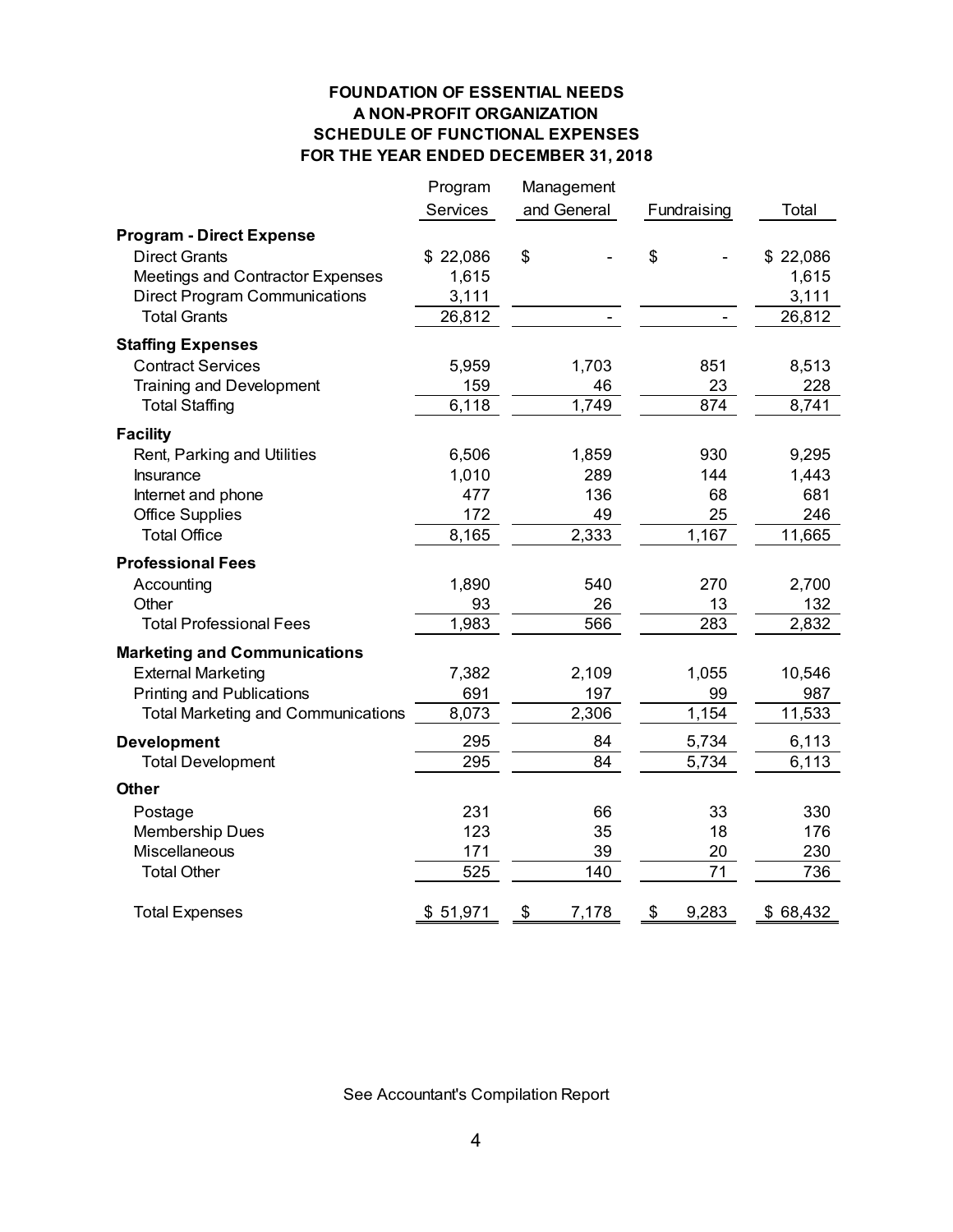**FOUNDATION OF ESSENTIAL NEEDS**
**A NON-PROFIT ORGANIZATION**
**SCHEDULE OF FUNCTIONAL EXPENSES**
**FOR THE YEAR ENDED DECEMBER 31, 2018**

| | Program Services | Management and General | Fundraising | Total |
|---|---|---|---|---|
| **Program - Direct Expense** | | | | |
| Direct Grants | $ 22,086 | $ - | $ - | $ 22,086 |
| Meetings and Contractor Expenses | 1,615 | | | 1,615 |
| Direct Program Communications | 3,111 | | | 3,111 |
| Total Grants | 26,812 | - | - | 26,812 |
| **Staffing Expenses** | | | | |
| Contract Services | 5,959 | 1,703 | 851 | 8,513 |
| Training and Development | 159 | 46 | 23 | 228 |
| Total Staffing | 6,118 | 1,749 | 874 | 8,741 |
| **Facility** | | | | |
| Rent, Parking and Utilities | 6,506 | 1,859 | 930 | 9,295 |
| Insurance | 1,010 | 289 | 144 | 1,443 |
| Internet and phone | 477 | 136 | 68 | 681 |
| Office Supplies | 172 | 49 | 25 | 246 |
| Total Office | 8,165 | 2,333 | 1,167 | 11,665 |
| **Professional Fees** | | | | |
| Accounting | 1,890 | 540 | 270 | 2,700 |
| Other | 93 | 26 | 13 | 132 |
| Total Professional Fees | 1,983 | 566 | 283 | 2,832 |
| **Marketing and Communications** | | | | |
| External Marketing | 7,382 | 2,109 | 1,055 | 10,546 |
| Printing and Publications | 691 | 197 | 99 | 987 |
| Total Marketing and Communications | 8,073 | 2,306 | 1,154 | 11,533 |
| **Development** | 295 | 84 | 5,734 | 6,113 |
| Total Development | 295 | 84 | 5,734 | 6,113 |
| **Other** | | | | |
| Postage | 231 | 66 | 33 | 330 |
| Membership Dues | 123 | 35 | 18 | 176 |
| Miscellaneous | 171 | 39 | 20 | 230 |
| Total Other | 525 | 140 | 71 | 736 |
| Total Expenses | $ 51,971 | $ 7,178 | $ 9,283 | $ 68,432 |

See Accountant's Compilation Report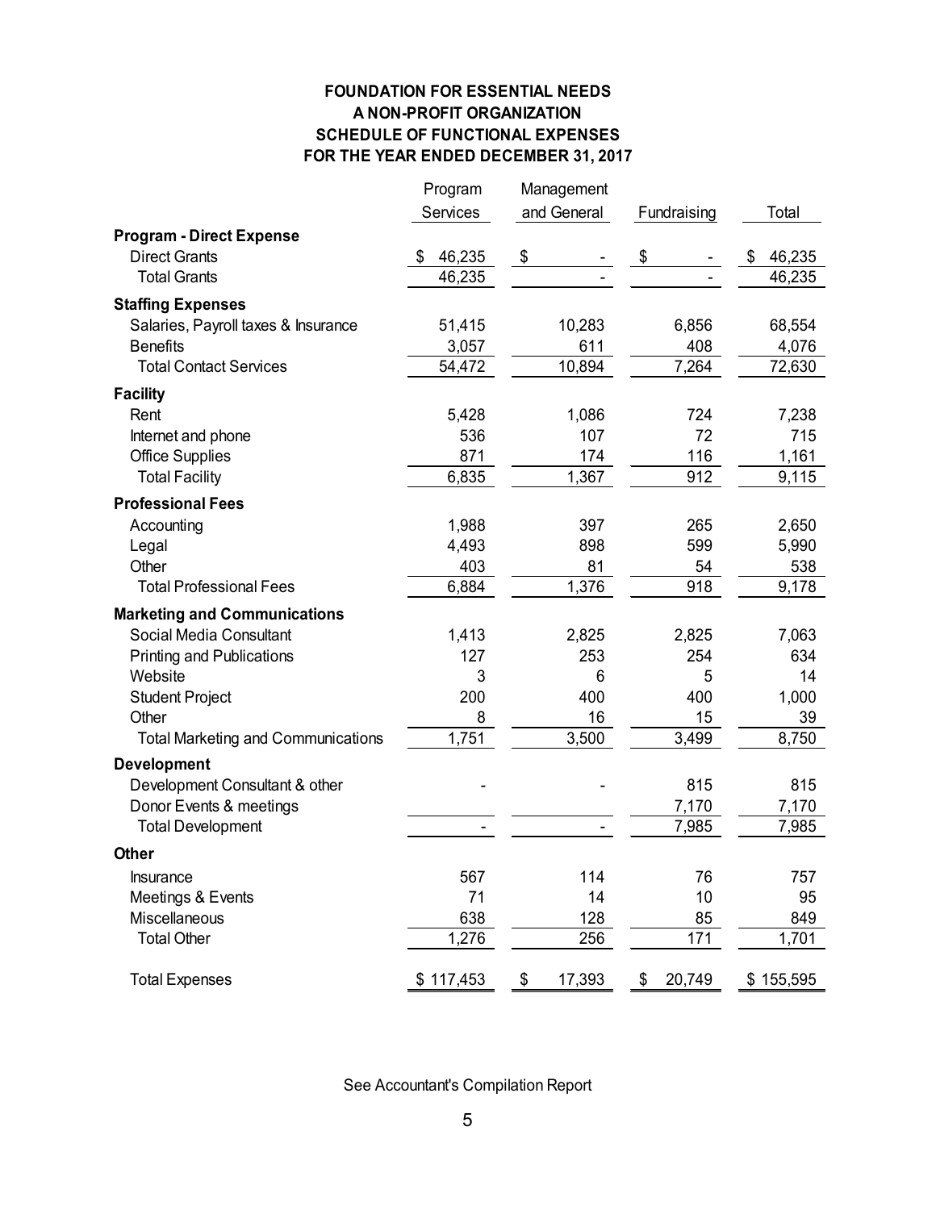**FOUNDATION FOR ESSENTIAL NEEDS**
**A NON-PROFIT ORGANIZATION**
**SCHEDULE OF FUNCTIONAL EXPENSES**
**FOR THE YEAR ENDED DECEMBER 31, 2017**

| | Program Services | Management and General | Fundraising | Total |
|---|---|---|---|---|
| **Program - Direct Expense** | | | | |
| Direct Grants | $ 46,235 | $ - | $ - | $ 46,235 |
| Total Grants | 46,235 | - | - | 46,235 |
| **Staffing Expenses** | | | | |
| Salaries, Payroll taxes & Insurance | 51,415 | 10,283 | 6,856 | 68,554 |
| Benefits | 3,057 | 611 | 408 | 4,076 |
| Total Contact Services | 54,472 | 10,894 | 7,264 | 72,630 |
| **Facility** | | | | |
| Rent | 5,428 | 1,086 | 724 | 7,238 |
| Internet and phone | 536 | 107 | 72 | 715 |
| Office Supplies | 871 | 174 | 116 | 1,161 |
| Total Facility | 6,835 | 1,367 | 912 | 9,115 |
| **Professional Fees** | | | | |
| Accounting | 1,988 | 397 | 265 | 2,650 |
| Legal | 4,493 | 898 | 599 | 5,990 |
| Other | 403 | 81 | 54 | 538 |
| Total Professional Fees | 6,884 | 1,376 | 918 | 9,178 |
| **Marketing and Communications** | | | | |
| Social Media Consultant | 1,413 | 2,825 | 2,825 | 7,063 |
| Printing and Publications | 127 | 253 | 254 | 634 |
| Website | 3 | 6 | 5 | 14 |
| Student Project | 200 | 400 | 400 | 1,000 |
| Other | 8 | 16 | 15 | 39 |
| Total Marketing and Communications | 1,751 | 3,500 | 3,499 | 8,750 |
| **Development** | | | | |
| Development Consultant & other | - | - | 815 | 815 |
| Donor Events & meetings | | | 7,170 | 7,170 |
| Total Development | - | - | 7,985 | 7,985 |
| **Other** | | | | |
| Insurance | 567 | 114 | 76 | 757 |
| Meetings & Events | 71 | 14 | 10 | 95 |
| Miscellaneous | 638 | 128 | 85 | 849 |
| Total Other | 1,276 | 256 | 171 | 1,701 |
| Total Expenses | $ 117,453 | $ 17,393 | $ 20,749 | $ 155,595 |

See Accountant's Compilation Report